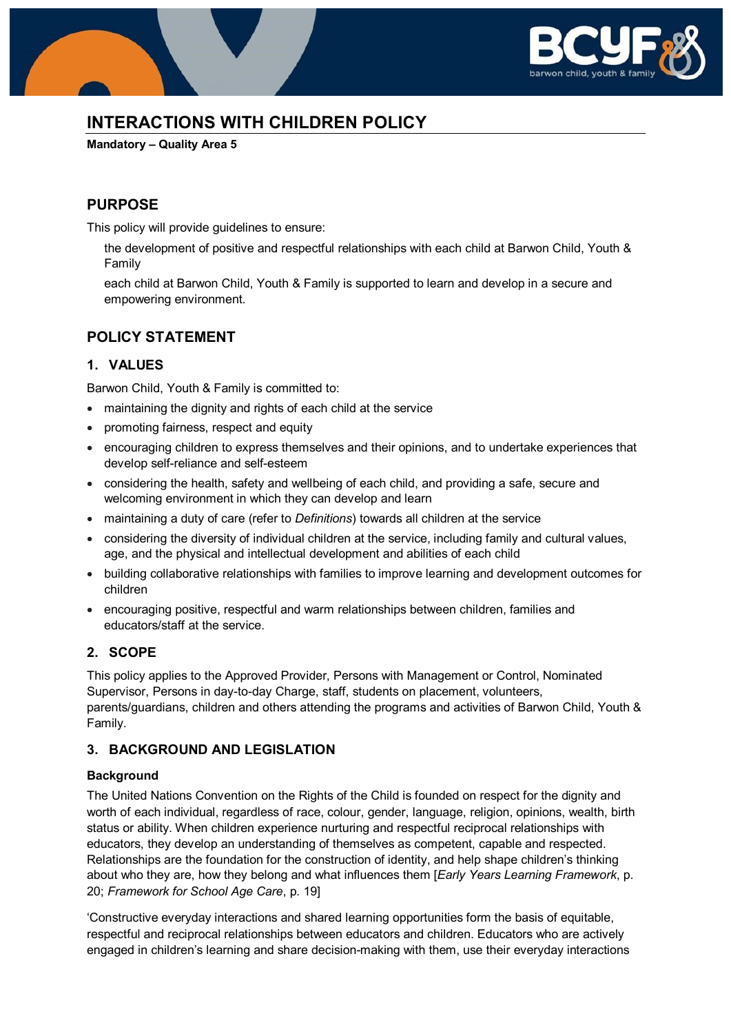# INTERACTIONS WITH CHILDREN POLICY

**Mandatory – Quality Area 5**

## PURPOSE

This policy will provide guidelines to ensure:

the development of positive and respectful relationships with each child at Barwon Child, Youth & Family

each child at Barwon Child, Youth & Family is supported to learn and develop in a secure and empowering environment.

## POLICY STATEMENT

### 1. VALUES

Barwon Child, Youth & Family is committed to:

- maintaining the dignity and rights of each child at the service
- promoting fairness, respect and equity
- encouraging children to express themselves and their opinions, and to undertake experiences that develop self-reliance and self-esteem
- considering the health, safety and wellbeing of each child, and providing a safe, secure and welcoming environment in which they can develop and learn
- maintaining a duty of care (refer to *Definitions*) towards all children at the service
- considering the diversity of individual children at the service, including family and cultural values, age, and the physical and intellectual development and abilities of each child
- building collaborative relationships with families to improve learning and development outcomes for children
- encouraging positive, respectful and warm relationships between children, families and educators/staff at the service.

### 2. SCOPE

This policy applies to the Approved Provider, Persons with Management or Control, Nominated Supervisor, Persons in day-to-day Charge, staff, students on placement, volunteers, parents/guardians, children and others attending the programs and activities of Barwon Child, Youth & Family.

### 3. BACKGROUND AND LEGISLATION

**Background**

The United Nations Convention on the Rights of the Child is founded on respect for the dignity and worth of each individual, regardless of race, colour, gender, language, religion, opinions, wealth, birth status or ability. When children experience nurturing and respectful reciprocal relationships with educators, they develop an understanding of themselves as competent, capable and respected. Relationships are the foundation for the construction of identity, and help shape children's thinking about who they are, how they belong and what influences them [*Early Years Learning Framework*, p. 20; *Framework for School Age Care*, p. 19]

'Constructive everyday interactions and shared learning opportunities form the basis of equitable, respectful and reciprocal relationships between educators and children. Educators who are actively engaged in children's learning and share decision-making with them, use their everyday interactions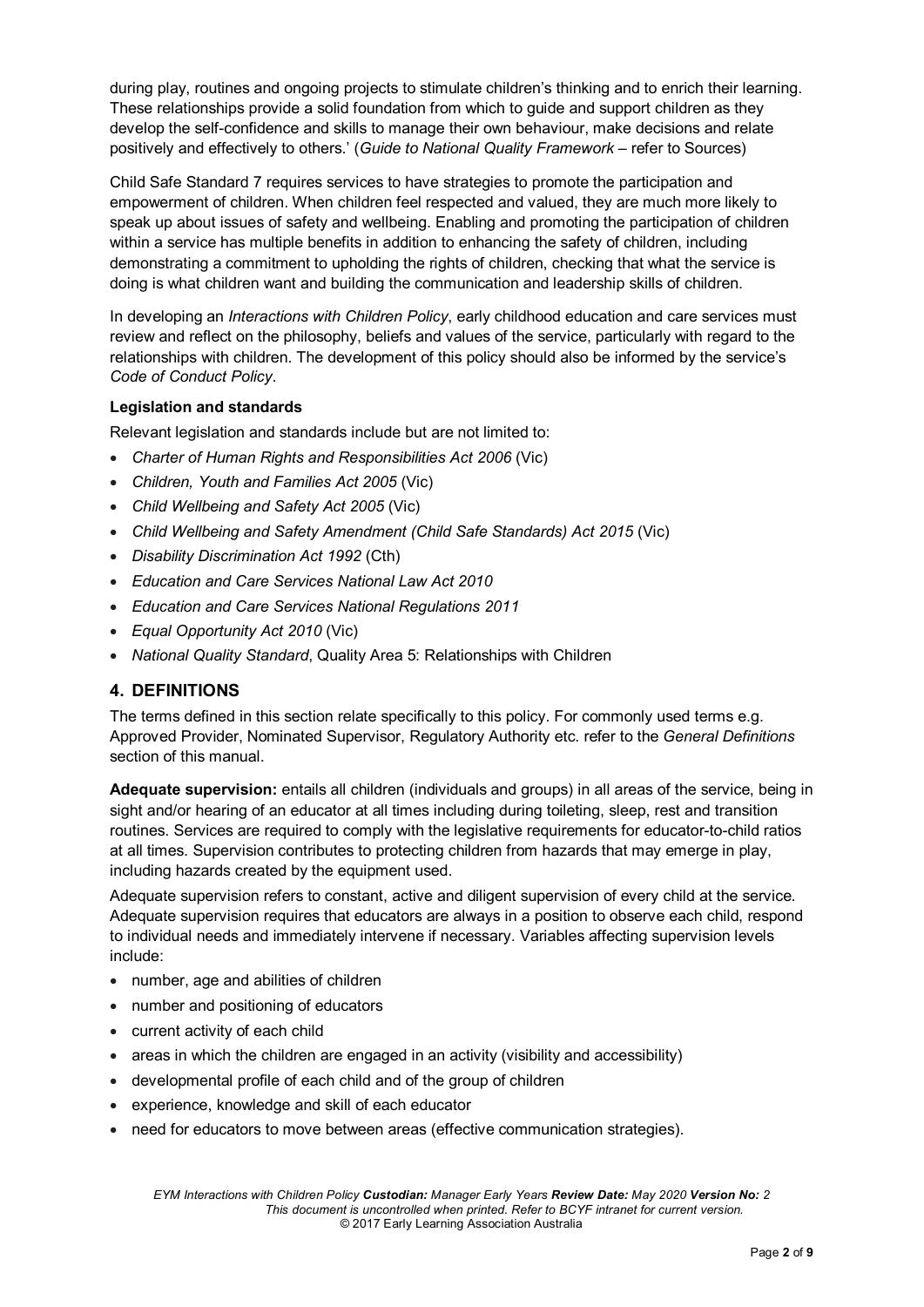during play, routines and ongoing projects to stimulate children's thinking and to enrich their learning. These relationships provide a solid foundation from which to guide and support children as they develop the self-confidence and skills to manage their own behaviour, make decisions and relate positively and effectively to others.' (*Guide to National Quality Framework* – refer to Sources)

Child Safe Standard 7 requires services to have strategies to promote the participation and empowerment of children. When children feel respected and valued, they are much more likely to speak up about issues of safety and wellbeing. Enabling and promoting the participation of children within a service has multiple benefits in addition to enhancing the safety of children, including demonstrating a commitment to upholding the rights of children, checking that what the service is doing is what children want and building the communication and leadership skills of children.

In developing an *Interactions with Children Policy*, early childhood education and care services must review and reflect on the philosophy, beliefs and values of the service, particularly with regard to the relationships with children. The development of this policy should also be informed by the service's *Code of Conduct Policy*.

**Legislation and standards**

Relevant legislation and standards include but are not limited to:

- *Charter of Human Rights and Responsibilities Act 2006* (Vic)
- *Children, Youth and Families Act 2005* (Vic)
- *Child Wellbeing and Safety Act 2005* (Vic)
- *Child Wellbeing and Safety Amendment (Child Safe Standards) Act 2015* (Vic)
- *Disability Discrimination Act 1992* (Cth)
- *Education and Care Services National Law Act 2010*
- *Education and Care Services National Regulations 2011*
- *Equal Opportunity Act 2010* (Vic)
- *National Quality Standard*, Quality Area 5: Relationships with Children

## 4. DEFINITIONS

The terms defined in this section relate specifically to this policy. For commonly used terms e.g. Approved Provider, Nominated Supervisor, Regulatory Authority etc. refer to the *General Definitions* section of this manual.

**Adequate supervision:** entails all children (individuals and groups) in all areas of the service, being in sight and/or hearing of an educator at all times including during toileting, sleep, rest and transition routines. Services are required to comply with the legislative requirements for educator-to-child ratios at all times. Supervision contributes to protecting children from hazards that may emerge in play, including hazards created by the equipment used.

Adequate supervision refers to constant, active and diligent supervision of every child at the service. Adequate supervision requires that educators are always in a position to observe each child, respond to individual needs and immediately intervene if necessary. Variables affecting supervision levels include:

- number, age and abilities of children
- number and positioning of educators
- current activity of each child
- areas in which the children are engaged in an activity (visibility and accessibility)
- developmental profile of each child and of the group of children
- experience, knowledge and skill of each educator
- need for educators to move between areas (effective communication strategies).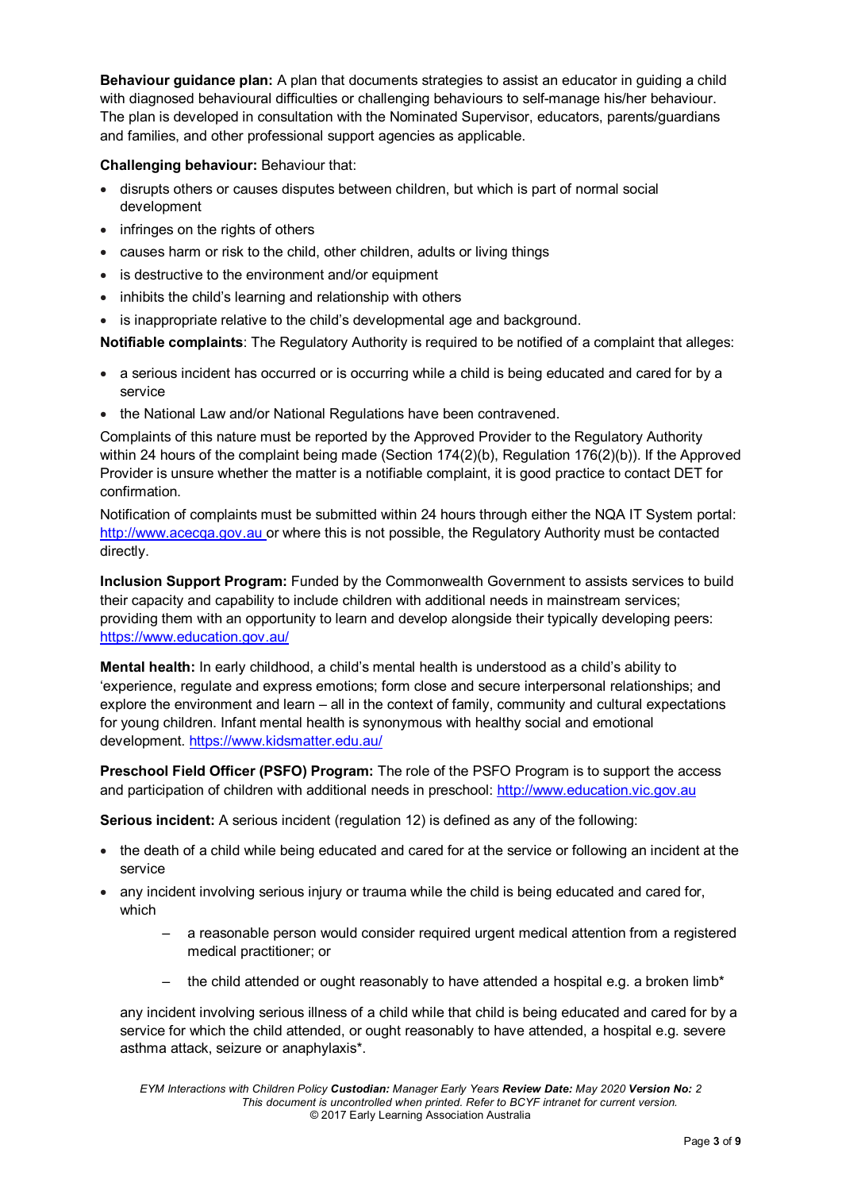**Behaviour guidance plan:** A plan that documents strategies to assist an educator in guiding a child with diagnosed behavioural difficulties or challenging behaviours to self-manage his/her behaviour. The plan is developed in consultation with the Nominated Supervisor, educators, parents/guardians and families, and other professional support agencies as applicable.

**Challenging behaviour:** Behaviour that:

- disrupts others or causes disputes between children, but which is part of normal social development
- infringes on the rights of others
- causes harm or risk to the child, other children, adults or living things
- is destructive to the environment and/or equipment
- inhibits the child's learning and relationship with others
- is inappropriate relative to the child's developmental age and background.

**Notifiable complaints**: The Regulatory Authority is required to be notified of a complaint that alleges:

- a serious incident has occurred or is occurring while a child is being educated and cared for by a service
- the National Law and/or National Regulations have been contravened.

Complaints of this nature must be reported by the Approved Provider to the Regulatory Authority within 24 hours of the complaint being made (Section 174(2)(b), Regulation 176(2)(b)). If the Approved Provider is unsure whether the matter is a notifiable complaint, it is good practice to contact DET for confirmation.

Notification of complaints must be submitted within 24 hours through either the NQA IT System portal: http://www.acecqa.gov.au or where this is not possible, the Regulatory Authority must be contacted directly.

**Inclusion Support Program:** Funded by the Commonwealth Government to assists services to build their capacity and capability to include children with additional needs in mainstream services; providing them with an opportunity to learn and develop alongside their typically developing peers: https://www.education.gov.au/

**Mental health:** In early childhood, a child's mental health is understood as a child's ability to 'experience, regulate and express emotions; form close and secure interpersonal relationships; and explore the environment and learn – all in the context of family, community and cultural expectations for young children. Infant mental health is synonymous with healthy social and emotional development. https://www.kidsmatter.edu.au/

**Preschool Field Officer (PSFO) Program:** The role of the PSFO Program is to support the access and participation of children with additional needs in preschool: http://www.education.vic.gov.au

**Serious incident:** A serious incident (regulation 12) is defined as any of the following:

- the death of a child while being educated and cared for at the service or following an incident at the service
- any incident involving serious injury or trauma while the child is being educated and cared for, which
  - a reasonable person would consider required urgent medical attention from a registered medical practitioner; or
  - the child attended or ought reasonably to have attended a hospital e.g. a broken limb*

  any incident involving serious illness of a child while that child is being educated and cared for by a service for which the child attended, or ought reasonably to have attended, a hospital e.g. severe asthma attack, seizure or anaphylaxis*.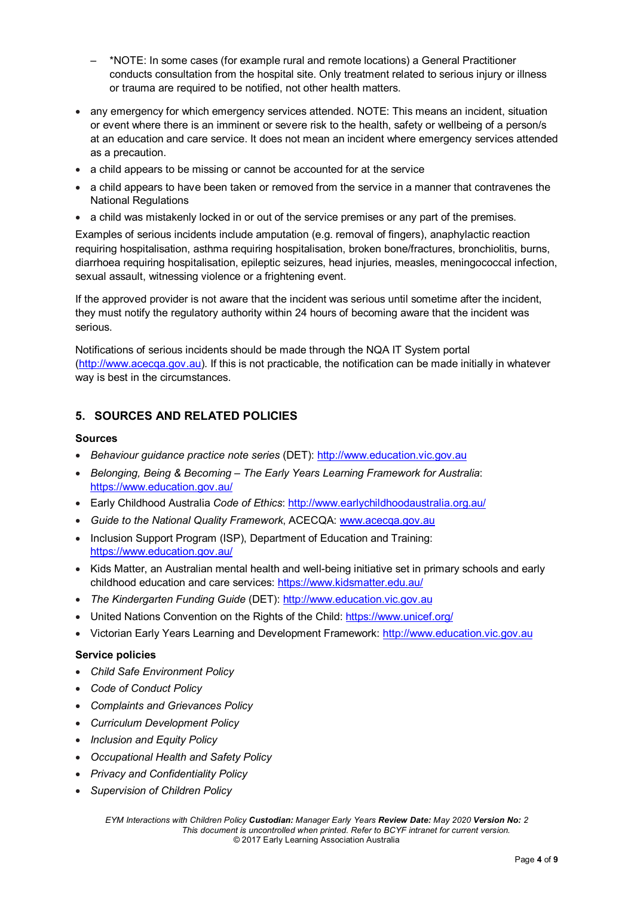- *NOTE: In some cases (for example rural and remote locations) a General Practitioner conducts consultation from the hospital site. Only treatment related to serious injury or illness or trauma are required to be notified, not other health matters.
- any emergency for which emergency services attended. NOTE: This means an incident, situation or event where there is an imminent or severe risk to the health, safety or wellbeing of a person/s at an education and care service. It does not mean an incident where emergency services attended as a precaution.
- a child appears to be missing or cannot be accounted for at the service
- a child appears to have been taken or removed from the service in a manner that contravenes the National Regulations
- a child was mistakenly locked in or out of the service premises or any part of the premises.

Examples of serious incidents include amputation (e.g. removal of fingers), anaphylactic reaction requiring hospitalisation, asthma requiring hospitalisation, broken bone/fractures, bronchiolitis, burns, diarrhoea requiring hospitalisation, epileptic seizures, head injuries, measles, meningococcal infection, sexual assault, witnessing violence or a frightening event.

If the approved provider is not aware that the incident was serious until sometime after the incident, they must notify the regulatory authority within 24 hours of becoming aware that the incident was serious.

Notifications of serious incidents should be made through the NQA IT System portal (http://www.acecqa.gov.au). If this is not practicable, the notification can be made initially in whatever way is best in the circumstances.

## 5. SOURCES AND RELATED POLICIES

### Sources

- *Behaviour guidance practice note series* (DET): http://www.education.vic.gov.au
- *Belonging, Being & Becoming – The Early Years Learning Framework for Australia*: https://www.education.gov.au/
- Early Childhood Australia *Code of Ethics*: http://www.earlychildhoodaustralia.org.au/
- *Guide to the National Quality Framework*, ACECQA: www.acecqa.gov.au
- Inclusion Support Program (ISP), Department of Education and Training: https://www.education.gov.au/
- Kids Matter, an Australian mental health and well-being initiative set in primary schools and early childhood education and care services: https://www.kidsmatter.edu.au/
- *The Kindergarten Funding Guide* (DET): http://www.education.vic.gov.au
- United Nations Convention on the Rights of the Child: https://www.unicef.org/
- Victorian Early Years Learning and Development Framework: http://www.education.vic.gov.au

### Service policies

- *Child Safe Environment Policy*
- *Code of Conduct Policy*
- *Complaints and Grievances Policy*
- *Curriculum Development Policy*
- *Inclusion and Equity Policy*
- *Occupational Health and Safety Policy*
- *Privacy and Confidentiality Policy*
- *Supervision of Children Policy*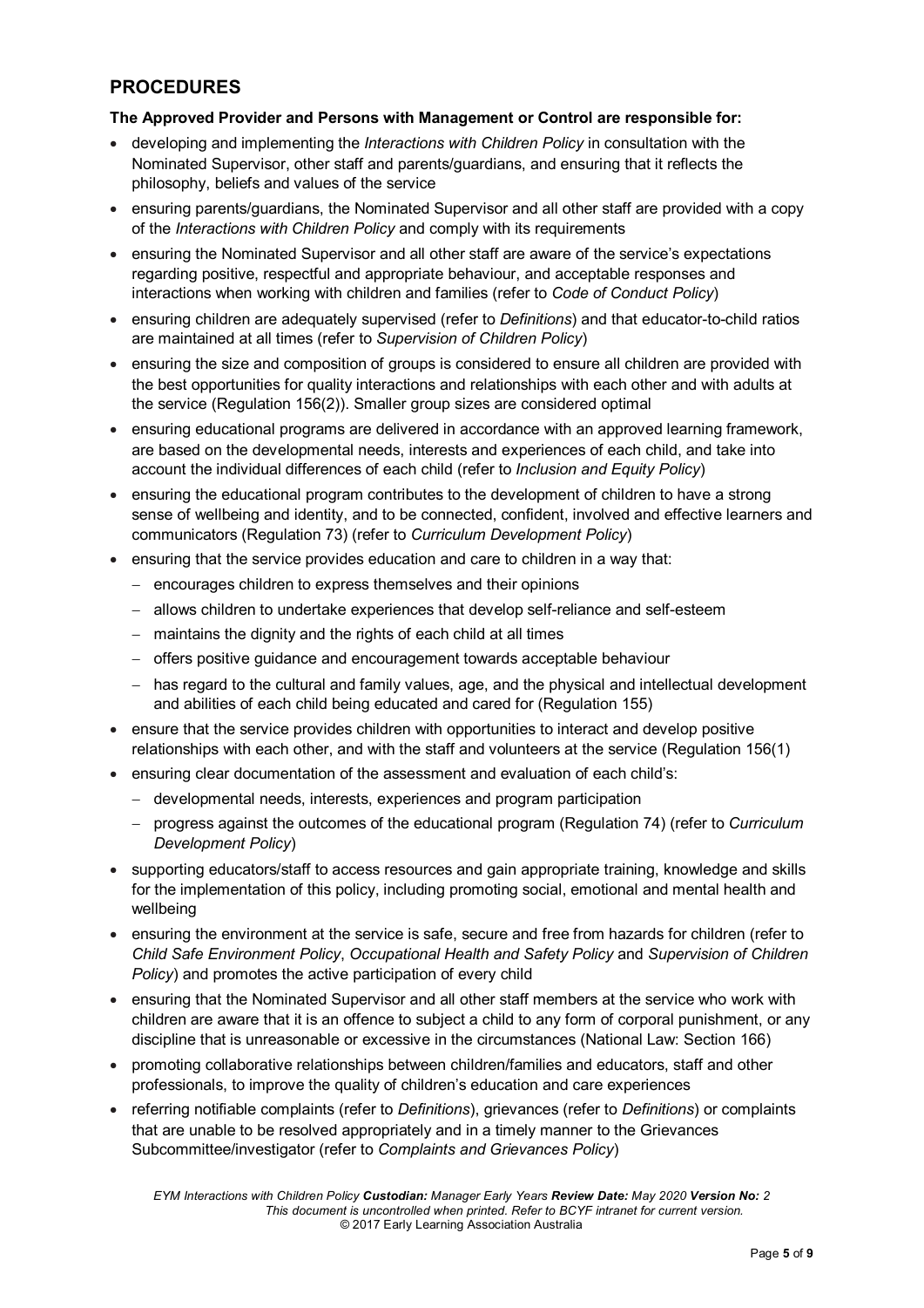## PROCEDURES

**The Approved Provider and Persons with Management or Control are responsible for:**

- developing and implementing the *Interactions with Children Policy* in consultation with the Nominated Supervisor, other staff and parents/guardians, and ensuring that it reflects the philosophy, beliefs and values of the service
- ensuring parents/guardians, the Nominated Supervisor and all other staff are provided with a copy of the *Interactions with Children Policy* and comply with its requirements
- ensuring the Nominated Supervisor and all other staff are aware of the service's expectations regarding positive, respectful and appropriate behaviour, and acceptable responses and interactions when working with children and families (refer to *Code of Conduct Policy*)
- ensuring children are adequately supervised (refer to *Definitions*) and that educator-to-child ratios are maintained at all times (refer to *Supervision of Children Policy*)
- ensuring the size and composition of groups is considered to ensure all children are provided with the best opportunities for quality interactions and relationships with each other and with adults at the service (Regulation 156(2)). Smaller group sizes are considered optimal
- ensuring educational programs are delivered in accordance with an approved learning framework, are based on the developmental needs, interests and experiences of each child, and take into account the individual differences of each child (refer to *Inclusion and Equity Policy*)
- ensuring the educational program contributes to the development of children to have a strong sense of wellbeing and identity, and to be connected, confident, involved and effective learners and communicators (Regulation 73) (refer to *Curriculum Development Policy*)
- ensuring that the service provides education and care to children in a way that:
  - encourages children to express themselves and their opinions
  - allows children to undertake experiences that develop self-reliance and self-esteem
  - maintains the dignity and the rights of each child at all times
  - offers positive guidance and encouragement towards acceptable behaviour
  - has regard to the cultural and family values, age, and the physical and intellectual development and abilities of each child being educated and cared for (Regulation 155)
- ensure that the service provides children with opportunities to interact and develop positive relationships with each other, and with the staff and volunteers at the service (Regulation 156(1)
- ensuring clear documentation of the assessment and evaluation of each child's:
  - developmental needs, interests, experiences and program participation
  - progress against the outcomes of the educational program (Regulation 74) (refer to *Curriculum Development Policy*)
- supporting educators/staff to access resources and gain appropriate training, knowledge and skills for the implementation of this policy, including promoting social, emotional and mental health and wellbeing
- ensuring the environment at the service is safe, secure and free from hazards for children (refer to *Child Safe Environment Policy*, *Occupational Health and Safety Policy* and *Supervision of Children Policy*) and promotes the active participation of every child
- ensuring that the Nominated Supervisor and all other staff members at the service who work with children are aware that it is an offence to subject a child to any form of corporal punishment, or any discipline that is unreasonable or excessive in the circumstances (National Law: Section 166)
- promoting collaborative relationships between children/families and educators, staff and other professionals, to improve the quality of children's education and care experiences
- referring notifiable complaints (refer to *Definitions*), grievances (refer to *Definitions*) or complaints that are unable to be resolved appropriately and in a timely manner to the Grievances Subcommittee/investigator (refer to *Complaints and Grievances Policy*)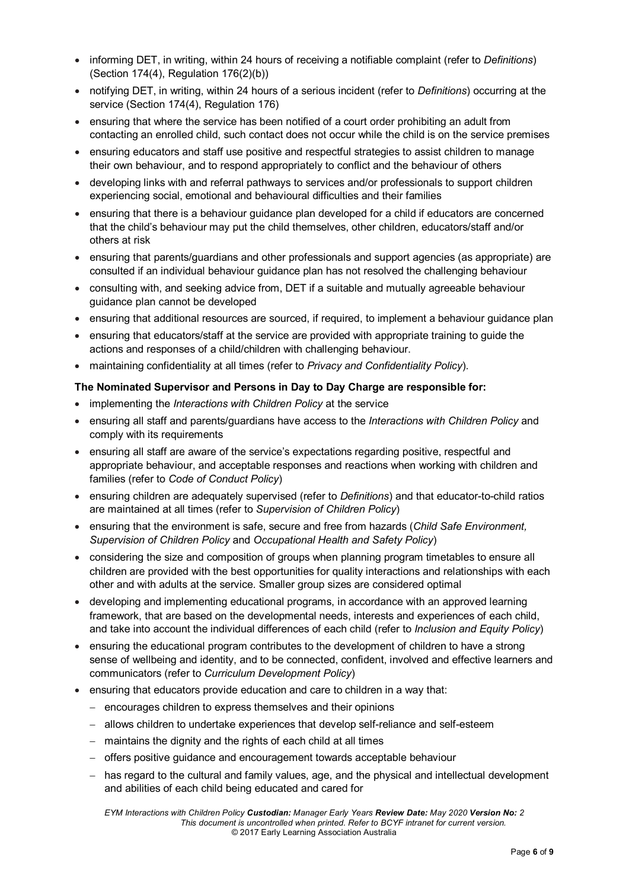- informing DET, in writing, within 24 hours of receiving a notifiable complaint (refer to *Definitions*) (Section 174(4), Regulation 176(2)(b))
- notifying DET, in writing, within 24 hours of a serious incident (refer to *Definitions*) occurring at the service (Section 174(4), Regulation 176)
- ensuring that where the service has been notified of a court order prohibiting an adult from contacting an enrolled child, such contact does not occur while the child is on the service premises
- ensuring educators and staff use positive and respectful strategies to assist children to manage their own behaviour, and to respond appropriately to conflict and the behaviour of others
- developing links with and referral pathways to services and/or professionals to support children experiencing social, emotional and behavioural difficulties and their families
- ensuring that there is a behaviour guidance plan developed for a child if educators are concerned that the child's behaviour may put the child themselves, other children, educators/staff and/or others at risk
- ensuring that parents/guardians and other professionals and support agencies (as appropriate) are consulted if an individual behaviour guidance plan has not resolved the challenging behaviour
- consulting with, and seeking advice from, DET if a suitable and mutually agreeable behaviour guidance plan cannot be developed
- ensuring that additional resources are sourced, if required, to implement a behaviour guidance plan
- ensuring that educators/staff at the service are provided with appropriate training to guide the actions and responses of a child/children with challenging behaviour.
- maintaining confidentiality at all times (refer to *Privacy and Confidentiality Policy*).

**The Nominated Supervisor and Persons in Day to Day Charge are responsible for:**

- implementing the *Interactions with Children Policy* at the service
- ensuring all staff and parents/guardians have access to the *Interactions with Children Policy* and comply with its requirements
- ensuring all staff are aware of the service's expectations regarding positive, respectful and appropriate behaviour, and acceptable responses and reactions when working with children and families (refer to *Code of Conduct Policy*)
- ensuring children are adequately supervised (refer to *Definitions*) and that educator-to-child ratios are maintained at all times (refer to *Supervision of Children Policy*)
- ensuring that the environment is safe, secure and free from hazards (*Child Safe Environment, Supervision of Children Policy* and *Occupational Health and Safety Policy*)
- considering the size and composition of groups when planning program timetables to ensure all children are provided with the best opportunities for quality interactions and relationships with each other and with adults at the service. Smaller group sizes are considered optimal
- developing and implementing educational programs, in accordance with an approved learning framework, that are based on the developmental needs, interests and experiences of each child, and take into account the individual differences of each child (refer to *Inclusion and Equity Policy*)
- ensuring the educational program contributes to the development of children to have a strong sense of wellbeing and identity, and to be connected, confident, involved and effective learners and communicators (refer to *Curriculum Development Policy*)
- ensuring that educators provide education and care to children in a way that:
  - encourages children to express themselves and their opinions
  - allows children to undertake experiences that develop self-reliance and self-esteem
  - maintains the dignity and the rights of each child at all times
  - offers positive guidance and encouragement towards acceptable behaviour
  - has regard to the cultural and family values, age, and the physical and intellectual development and abilities of each child being educated and cared for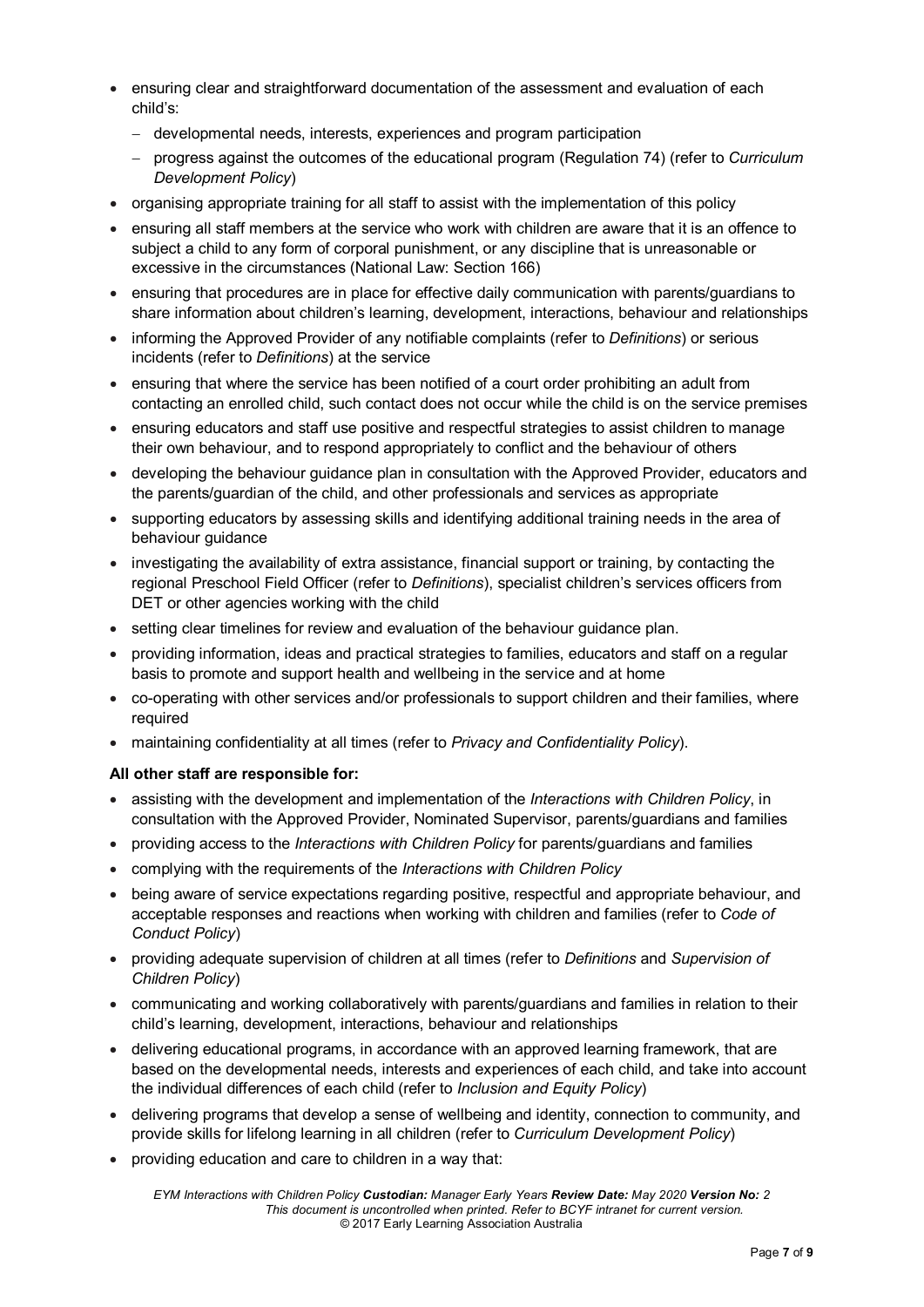- ensuring clear and straightforward documentation of the assessment and evaluation of each child's:
  - developmental needs, interests, experiences and program participation
  - progress against the outcomes of the educational program (Regulation 74) (refer to *Curriculum Development Policy*)
- organising appropriate training for all staff to assist with the implementation of this policy
- ensuring all staff members at the service who work with children are aware that it is an offence to subject a child to any form of corporal punishment, or any discipline that is unreasonable or excessive in the circumstances (National Law: Section 166)
- ensuring that procedures are in place for effective daily communication with parents/guardians to share information about children's learning, development, interactions, behaviour and relationships
- informing the Approved Provider of any notifiable complaints (refer to *Definitions*) or serious incidents (refer to *Definitions*) at the service
- ensuring that where the service has been notified of a court order prohibiting an adult from contacting an enrolled child, such contact does not occur while the child is on the service premises
- ensuring educators and staff use positive and respectful strategies to assist children to manage their own behaviour, and to respond appropriately to conflict and the behaviour of others
- developing the behaviour guidance plan in consultation with the Approved Provider, educators and the parents/guardian of the child, and other professionals and services as appropriate
- supporting educators by assessing skills and identifying additional training needs in the area of behaviour guidance
- investigating the availability of extra assistance, financial support or training, by contacting the regional Preschool Field Officer (refer to *Definitions*), specialist children's services officers from DET or other agencies working with the child
- setting clear timelines for review and evaluation of the behaviour guidance plan.
- providing information, ideas and practical strategies to families, educators and staff on a regular basis to promote and support health and wellbeing in the service and at home
- co-operating with other services and/or professionals to support children and their families, where required
- maintaining confidentiality at all times (refer to *Privacy and Confidentiality Policy*).

**All other staff are responsible for:**

- assisting with the development and implementation of the *Interactions with Children Policy*, in consultation with the Approved Provider, Nominated Supervisor, parents/guardians and families
- providing access to the *Interactions with Children Policy* for parents/guardians and families
- complying with the requirements of the *Interactions with Children Policy*
- being aware of service expectations regarding positive, respectful and appropriate behaviour, and acceptable responses and reactions when working with children and families (refer to *Code of Conduct Policy*)
- providing adequate supervision of children at all times (refer to *Definitions* and *Supervision of Children Policy*)
- communicating and working collaboratively with parents/guardians and families in relation to their child's learning, development, interactions, behaviour and relationships
- delivering educational programs, in accordance with an approved learning framework, that are based on the developmental needs, interests and experiences of each child, and take into account the individual differences of each child (refer to *Inclusion and Equity Policy*)
- delivering programs that develop a sense of wellbeing and identity, connection to community, and provide skills for lifelong learning in all children (refer to *Curriculum Development Policy*)
- providing education and care to children in a way that: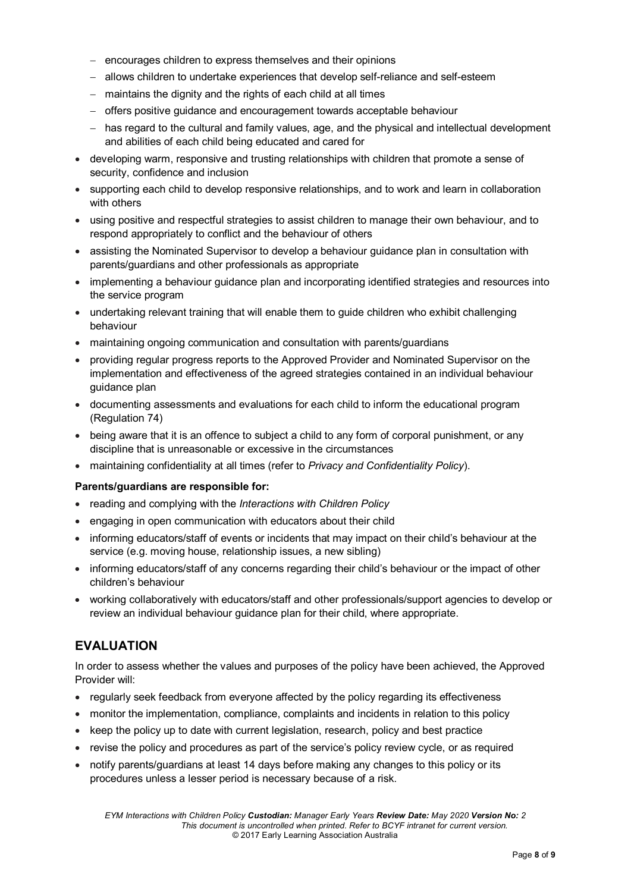- encourages children to express themselves and their opinions
  - allows children to undertake experiences that develop self-reliance and self-esteem
  - maintains the dignity and the rights of each child at all times
  - offers positive guidance and encouragement towards acceptable behaviour
  - has regard to the cultural and family values, age, and the physical and intellectual development and abilities of each child being educated and cared for
- developing warm, responsive and trusting relationships with children that promote a sense of security, confidence and inclusion
- supporting each child to develop responsive relationships, and to work and learn in collaboration with others
- using positive and respectful strategies to assist children to manage their own behaviour, and to respond appropriately to conflict and the behaviour of others
- assisting the Nominated Supervisor to develop a behaviour guidance plan in consultation with parents/guardians and other professionals as appropriate
- implementing a behaviour guidance plan and incorporating identified strategies and resources into the service program
- undertaking relevant training that will enable them to guide children who exhibit challenging behaviour
- maintaining ongoing communication and consultation with parents/guardians
- providing regular progress reports to the Approved Provider and Nominated Supervisor on the implementation and effectiveness of the agreed strategies contained in an individual behaviour guidance plan
- documenting assessments and evaluations for each child to inform the educational program (Regulation 74)
- being aware that it is an offence to subject a child to any form of corporal punishment, or any discipline that is unreasonable or excessive in the circumstances
- maintaining confidentiality at all times (refer to *Privacy and Confidentiality Policy*).

**Parents/guardians are responsible for:**

- reading and complying with the *Interactions with Children Policy*
- engaging in open communication with educators about their child
- informing educators/staff of events or incidents that may impact on their child's behaviour at the service (e.g. moving house, relationship issues, a new sibling)
- informing educators/staff of any concerns regarding their child's behaviour or the impact of other children's behaviour
- working collaboratively with educators/staff and other professionals/support agencies to develop or review an individual behaviour guidance plan for their child, where appropriate.

## EVALUATION

In order to assess whether the values and purposes of the policy have been achieved, the Approved Provider will:

- regularly seek feedback from everyone affected by the policy regarding its effectiveness
- monitor the implementation, compliance, complaints and incidents in relation to this policy
- keep the policy up to date with current legislation, research, policy and best practice
- revise the policy and procedures as part of the service's policy review cycle, or as required
- notify parents/guardians at least 14 days before making any changes to this policy or its procedures unless a lesser period is necessary because of a risk.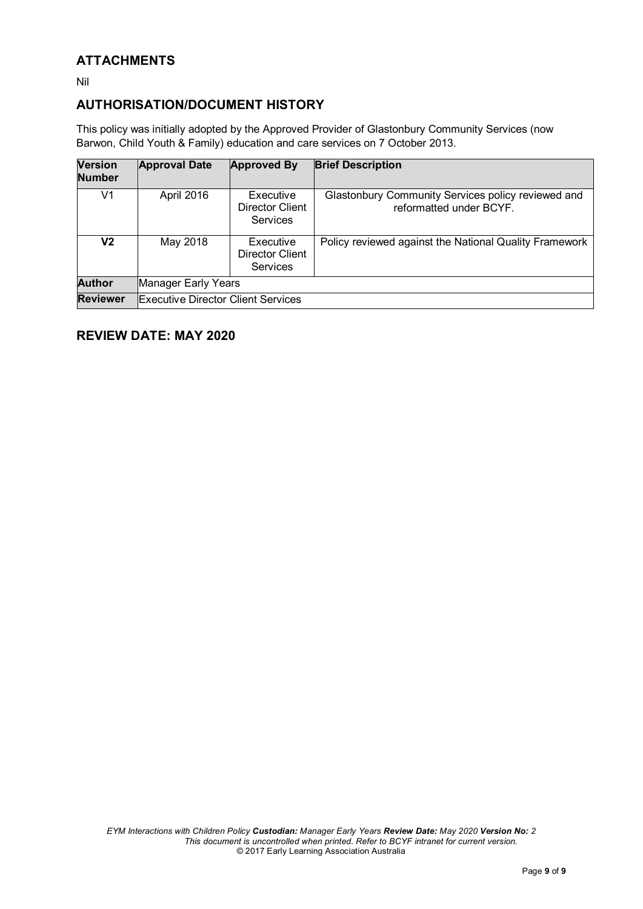## ATTACHMENTS

Nil

## AUTHORISATION/DOCUMENT HISTORY

This policy was initially adopted by the Approved Provider of Glastonbury Community Services (now Barwon, Child Youth & Family) education and care services on 7 October 2013.

| Version Number | Approval Date | Approved By | Brief Description |
|---|---|---|---|
| V1 | April 2016 | Executive Director Client Services | Glastonbury Community Services policy reviewed and reformatted under BCYF. |
| **V2** | May 2018 | Executive Director Client Services | Policy reviewed against the National Quality Framework |
| **Author** | Manager Early Years | | |
| **Reviewer** | Executive Director Client Services | | |

## REVIEW DATE: MAY 2020

*EYM Interactions with Children Policy* ***Custodian:*** *Manager Early Years* ***Review Date:*** *May 2020* ***Version No:*** *2*
*This document is uncontrolled when printed. Refer to BCYF intranet for current version.*
© 2017 Early Learning Association Australia